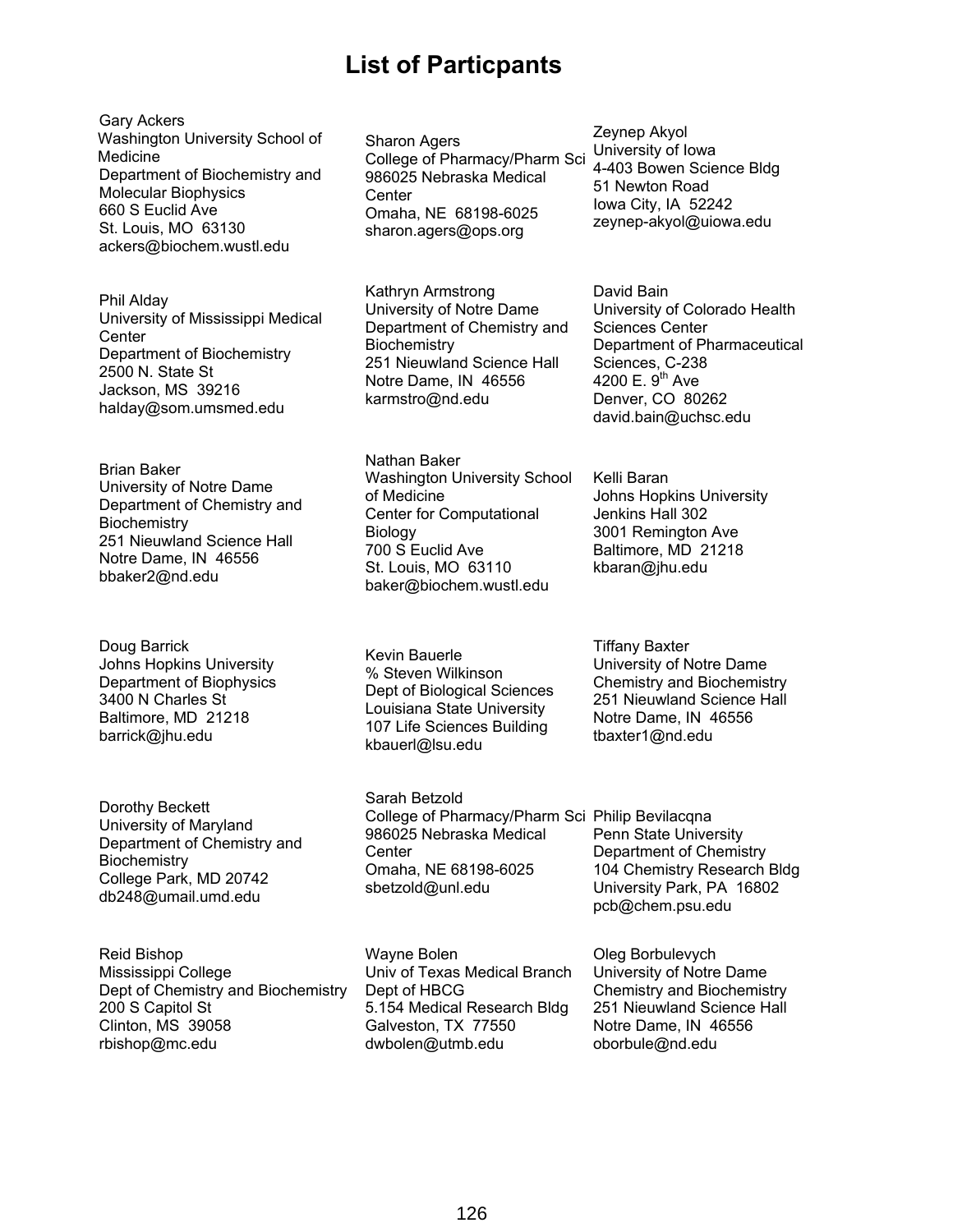# List of Particpants

Gary Ackers
Washington University School of Medicine
Department of Biochemistry and Molecular Biophysics
660 S Euclid Ave
St. Louis, MO 63130
ackers@biochem.wustl.edu

Sharon Agers
College of Pharmacy/Pharm Sci
986025 Nebraska Medical Center
Omaha, NE 68198-6025
sharon.agers@ops.org

Zeynep Akyol
University of Iowa
4-403 Bowen Science Bldg
51 Newton Road
Iowa City, IA 52242
zeynep-akyol@uiowa.edu

Phil Alday
University of Mississippi Medical Center
Department of Biochemistry
2500 N. State St
Jackson, MS 39216
halday@som.umsmed.edu

Kathryn Armstrong
University of Notre Dame
Department of Chemistry and Biochemistry
251 Nieuwland Science Hall
Notre Dame, IN 46556
karmstro@nd.edu

David Bain
University of Colorado Health Sciences Center
Department of Pharmaceutical Sciences, C-238
4200 E. 9th Ave
Denver, CO 80262
david.bain@uchsc.edu

Brian Baker
University of Notre Dame
Department of Chemistry and Biochemistry
251 Nieuwland Science Hall
Notre Dame, IN 46556
bbaker2@nd.edu

Nathan Baker
Washington University School of Medicine
Center for Computational Biology
700 S Euclid Ave
St. Louis, MO 63110
baker@biochem.wustl.edu

Kelli Baran
Johns Hopkins University
Jenkins Hall 302
3001 Remington Ave
Baltimore, MD 21218
kbaran@jhu.edu

Doug Barrick
Johns Hopkins University
Department of Biophysics
3400 N Charles St
Baltimore, MD 21218
barrick@jhu.edu

Kevin Bauerle
% Steven Wilkinson
Dept of Biological Sciences
Louisiana State University
107 Life Sciences Building
kbauerl@lsu.edu

Tiffany Baxter
University of Notre Dame
Chemistry and Biochemistry
251 Nieuwland Science Hall
Notre Dame, IN 46556
tbaxter1@nd.edu

Dorothy Beckett
University of Maryland
Department of Chemistry and Biochemistry
College Park, MD 20742
db248@umail.umd.edu

Sarah Betzold
College of Pharmacy/Pharm Sci
986025 Nebraska Medical Center
Omaha, NE 68198-6025
sbetzold@unl.edu

Philip Bevilacqna
Penn State University
Department of Chemistry
104 Chemistry Research Bldg
University Park, PA 16802
pcb@chem.psu.edu

Reid Bishop
Mississippi College
Dept of Chemistry and Biochemistry
200 S Capitol St
Clinton, MS 39058
rbishop@mc.edu

Wayne Bolen
Univ of Texas Medical Branch
Dept of HBCG
5.154 Medical Research Bldg
Galveston, TX 77550
dwbolen@utmb.edu

Oleg Borbulevych
University of Notre Dame
Chemistry and Biochemistry
251 Nieuwland Science Hall
Notre Dame, IN 46556
oborbule@nd.edu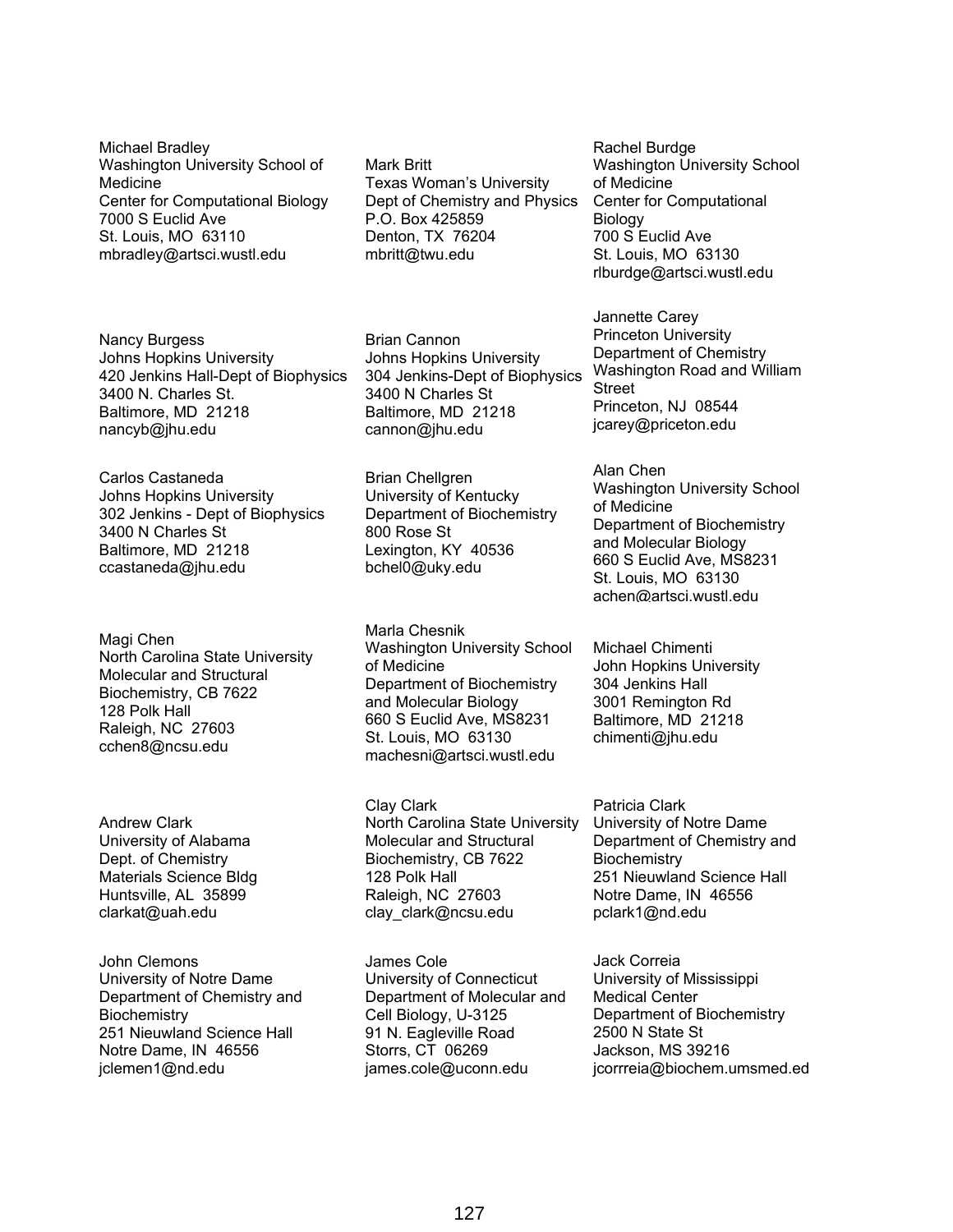Michael Bradley
Washington University School of Medicine
Center for Computational Biology
7000 S Euclid Ave
St. Louis, MO 63110
mbradley@artsci.wustl.edu

Mark Britt
Texas Woman's University
Dept of Chemistry and Physics
P.O. Box 425859
Denton, TX 76204
mbritt@twu.edu

Rachel Burdge
Washington University School of Medicine
Center for Computational Biology
700 S Euclid Ave
St. Louis, MO 63130
rlburdge@artsci.wustl.edu

Nancy Burgess
Johns Hopkins University
420 Jenkins Hall-Dept of Biophysics
3400 N. Charles St.
Baltimore, MD 21218
nancyb@jhu.edu

Brian Cannon
Johns Hopkins University
304 Jenkins-Dept of Biophysics
3400 N Charles St
Baltimore, MD 21218
cannon@jhu.edu

Jannette Carey
Princeton University
Department of Chemistry
Washington Road and William Street
Princeton, NJ 08544
jcarey@priceton.edu

Carlos Castaneda
Johns Hopkins University
302 Jenkins - Dept of Biophysics
3400 N Charles St
Baltimore, MD 21218
ccastaneda@jhu.edu

Brian Chellgren
University of Kentucky
Department of Biochemistry
800 Rose St
Lexington, KY 40536
bchel0@uky.edu

Alan Chen
Washington University School of Medicine
Department of Biochemistry and Molecular Biology
660 S Euclid Ave, MS8231
St. Louis, MO 63130
achen@artsci.wustl.edu

Magi Chen
North Carolina State University
Molecular and Structural Biochemistry, CB 7622
128 Polk Hall
Raleigh, NC 27603
cchen8@ncsu.edu

Marla Chesnik
Washington University School of Medicine
Department of Biochemistry and Molecular Biology
660 S Euclid Ave, MS8231
St. Louis, MO 63130
machesni@artsci.wustl.edu

Michael Chimenti
John Hopkins University
304 Jenkins Hall
3001 Remington Rd
Baltimore, MD 21218
chimenti@jhu.edu

Andrew Clark
University of Alabama
Dept. of Chemistry
Materials Science Bldg
Huntsville, AL 35899
clarkat@uah.edu

Clay Clark
North Carolina State University
Molecular and Structural Biochemistry, CB 7622
128 Polk Hall
Raleigh, NC 27603
clay_clark@ncsu.edu

Patricia Clark
University of Notre Dame
Department of Chemistry and Biochemistry
251 Nieuwland Science Hall
Notre Dame, IN 46556
pclark1@nd.edu

John Clemons
University of Notre Dame
Department of Chemistry and Biochemistry
251 Nieuwland Science Hall
Notre Dame, IN 46556
jclemen1@nd.edu

James Cole
University of Connecticut
Department of Molecular and Cell Biology, U-3125
91 N. Eagleville Road
Storrs, CT 06269
james.cole@uconn.edu

Jack Correia
University of Mississippi Medical Center
Department of Biochemistry
2500 N State St
Jackson, MS 39216
jcorrreia@biochem.umsmed.ed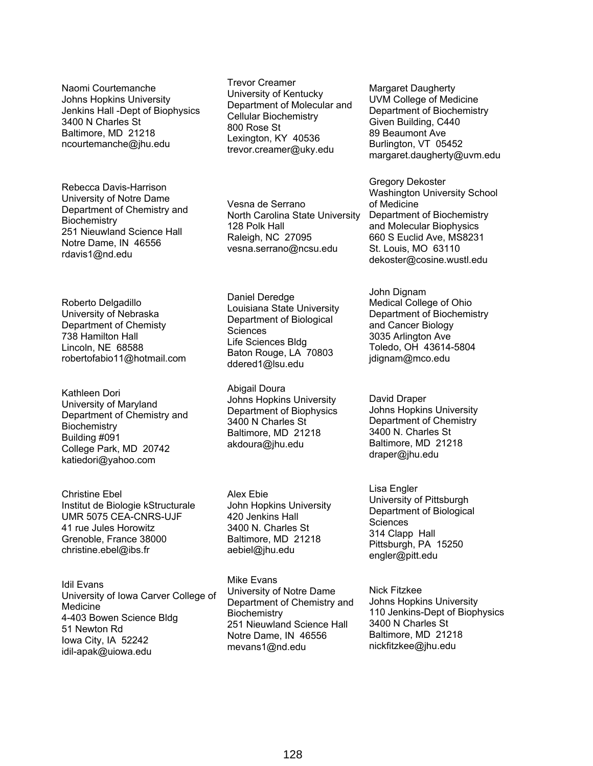Naomi Courtemanche
Johns Hopkins University
Jenkins Hall -Dept of Biophysics
3400 N Charles St
Baltimore, MD 21218
ncourtemanche@jhu.edu

Trevor Creamer
University of Kentucky
Department of Molecular and Cellular Biochemistry
800 Rose St
Lexington, KY 40536
trevor.creamer@uky.edu

Margaret Daugherty
UVM College of Medicine
Department of Biochemistry
Given Building, C440
89 Beaumont Ave
Burlington, VT 05452
margaret.daugherty@uvm.edu

Rebecca Davis-Harrison
University of Notre Dame
Department of Chemistry and Biochemistry
251 Nieuwland Science Hall
Notre Dame, IN 46556
rdavis1@nd.edu

Vesna de Serrano
North Carolina State University
128 Polk Hall
Raleigh, NC 27095
vesna.serrano@ncsu.edu

Gregory Dekoster
Washington University School of Medicine
Department of Biochemistry and Molecular Biophysics
660 S Euclid Ave, MS8231
St. Louis, MO 63110
dekoster@cosine.wustl.edu

Roberto Delgadillo
University of Nebraska
Department of Chemisty
738 Hamilton Hall
Lincoln, NE 68588
robertofabio11@hotmail.com

Daniel Deredge
Louisiana State University
Department of Biological Sciences
Life Sciences Bldg
Baton Rouge, LA 70803
ddered1@lsu.edu

John Dignam
Medical College of Ohio
Department of Biochemistry and Cancer Biology
3035 Arlington Ave
Toledo, OH 43614-5804
jdignam@mco.edu

Kathleen Dori
University of Maryland
Department of Chemistry and Biochemistry
Building #091
College Park, MD 20742
katiedori@yahoo.com

Abigail Doura
Johns Hopkins University
Department of Biophysics
3400 N Charles St
Baltimore, MD 21218
akdoura@jhu.edu

David Draper
Johns Hopkins University
Department of Chemistry
3400 N. Charles St
Baltimore, MD 21218
draper@jhu.edu

Christine Ebel
Institut de Biologie kStructurale
UMR 5075 CEA-CNRS-UJF
41 rue Jules Horowitz
Grenoble, France 38000
christine.ebel@ibs.fr

Alex Ebie
John Hopkins University
420 Jenkins Hall
3400 N. Charles St
Baltimore, MD 21218
aebiel@jhu.edu

Lisa Engler
University of Pittsburgh
Department of Biological Sciences
314 Clapp Hall
Pittsburgh, PA 15250
engler@pitt.edu

Idil Evans
University of Iowa Carver College of Medicine
4-403 Bowen Science Bldg
51 Newton Rd
Iowa City, IA 52242
idil-apak@uiowa.edu

Mike Evans
University of Notre Dame
Department of Chemistry and Biochemistry
251 Nieuwland Science Hall
Notre Dame, IN 46556
mevans1@nd.edu

Nick Fitzkee
Johns Hopkins University
110 Jenkins-Dept of Biophysics
3400 N Charles St
Baltimore, MD 21218
nickfitzkee@jhu.edu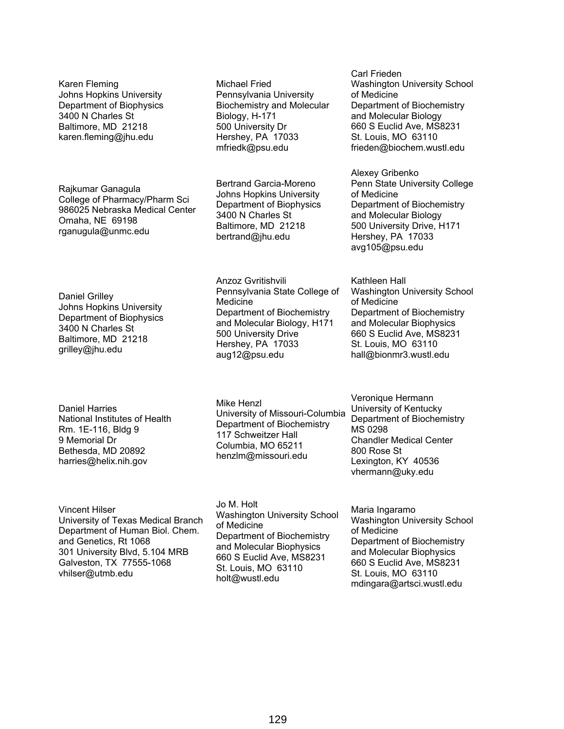Karen Fleming
Johns Hopkins University
Department of Biophysics
3400 N Charles St
Baltimore, MD 21218
karen.fleming@jhu.edu

Michael Fried
Pennsylvania University
Biochemistry and Molecular Biology, H-171
500 University Dr
Hershey, PA 17033
mfriedk@psu.edu

Carl Frieden
Washington University School of Medicine
Department of Biochemistry and Molecular Biology
660 S Euclid Ave, MS8231
St. Louis, MO 63110
frieden@biochem.wustl.edu

Rajkumar Ganagula
College of Pharmacy/Pharm Sci
986025 Nebraska Medical Center
Omaha, NE 69198
rganugula@unmc.edu

Bertrand Garcia-Moreno
Johns Hopkins University
Department of Biophysics
3400 N Charles St
Baltimore, MD 21218
bertrand@jhu.edu

Alexey Gribenko
Penn State University College of Medicine
Department of Biochemistry and Molecular Biology
500 University Drive, H171
Hershey, PA 17033
avg105@psu.edu

Daniel Grilley
Johns Hopkins University
Department of Biophysics
3400 N Charles St
Baltimore, MD 21218
grilley@jhu.edu

Anzoz Gvritishvili
Pennsylvania State College of Medicine
Department of Biochemistry and Molecular Biology, H171
500 University Drive
Hershey, PA 17033
aug12@psu.edu

Kathleen Hall
Washington University School of Medicine
Department of Biochemistry and Molecular Biophysics
660 S Euclid Ave, MS8231
St. Louis, MO 63110
hall@bionmr3.wustl.edu

Daniel Harries
National Institutes of Health
Rm. 1E-116, Bldg 9
9 Memorial Dr
Bethesda, MD 20892
harries@helix.nih.gov

Mike Henzl
University of Missouri-Columbia
Department of Biochemistry
117 Schweitzer Hall
Columbia, MO 65211
henzlm@missouri.edu

Veronique Hermann
University of Kentucky
Department of Biochemistry
MS 0298
Chandler Medical Center
800 Rose St
Lexington, KY 40536
vhermann@uky.edu

Vincent Hilser
University of Texas Medical Branch
Department of Human Biol. Chem. and Genetics, Rt 1068
301 University Blvd, 5.104 MRB
Galveston, TX 77555-1068
vhilser@utmb.edu

Jo M. Holt
Washington University School of Medicine
Department of Biochemistry and Molecular Biophysics
660 S Euclid Ave, MS8231
St. Louis, MO 63110
holt@wustl.edu

Maria Ingaramo
Washington University School of Medicine
Department of Biochemistry and Molecular Biophysics
660 S Euclid Ave, MS8231
St. Louis, MO 63110
mdingara@artsci.wustl.edu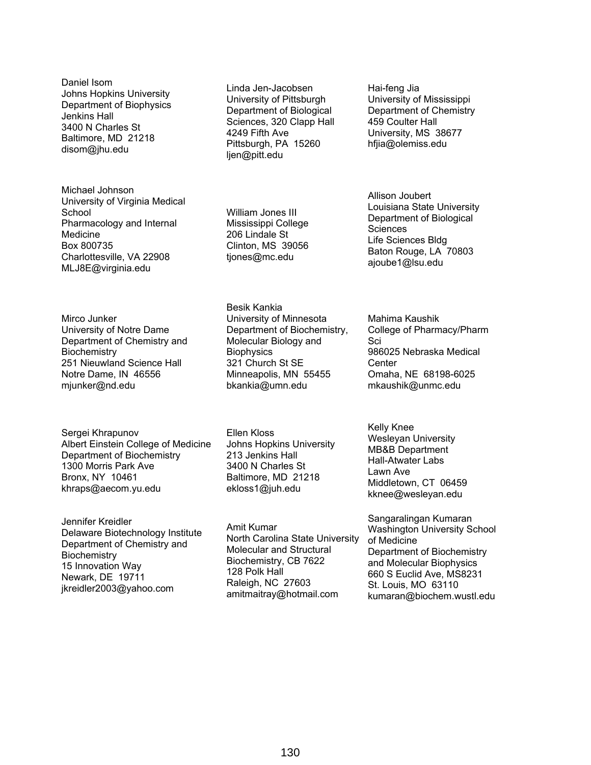Daniel Isom
Johns Hopkins University
Department of Biophysics
Jenkins Hall
3400 N Charles St
Baltimore, MD 21218
disom@jhu.edu

Linda Jen-Jacobsen
University of Pittsburgh
Department of Biological Sciences, 320 Clapp Hall
4249 Fifth Ave
Pittsburgh, PA 15260
ljen@pitt.edu

Hai-feng Jia
University of Mississippi
Department of Chemistry
459 Coulter Hall
University, MS 38677
hfjia@olemiss.edu

Michael Johnson
University of Virginia Medical School
Pharmacology and Internal Medicine
Box 800735
Charlottesville, VA 22908
MLJ8E@virginia.edu

William Jones III
Mississippi College
206 Lindale St
Clinton, MS 39056
tjones@mc.edu

Allison Joubert
Louisiana State University
Department of Biological Sciences
Life Sciences Bldg
Baton Rouge, LA 70803
ajoube1@lsu.edu

Mirco Junker
University of Notre Dame
Department of Chemistry and Biochemistry
251 Nieuwland Science Hall
Notre Dame, IN 46556
mjunker@nd.edu

Besik Kankia
University of Minnesota
Department of Biochemistry, Molecular Biology and Biophysics
321 Church St SE
Minneapolis, MN 55455
bkankia@umn.edu

Mahima Kaushik
College of Pharmacy/Pharm Sci
986025 Nebraska Medical Center
Omaha, NE 68198-6025
mkaushik@unmc.edu

Sergei Khrapunov
Albert Einstein College of Medicine
Department of Biochemistry
1300 Morris Park Ave
Bronx, NY 10461
khraps@aecom.yu.edu

Ellen Kloss
Johns Hopkins University
213 Jenkins Hall
3400 N Charles St
Baltimore, MD 21218
ekloss1@juh.edu

Kelly Knee
Wesleyan University
MB&B Department
Hall-Atwater Labs
Lawn Ave
Middletown, CT 06459
kknee@wesleyan.edu

Jennifer Kreidler
Delaware Biotechnology Institute
Department of Chemistry and Biochemistry
15 Innovation Way
Newark, DE 19711
jkreidler2003@yahoo.com

Amit Kumar
North Carolina State University
Molecular and Structural Biochemistry, CB 7622
128 Polk Hall
Raleigh, NC 27603
amitmaitray@hotmail.com

Sangaralingan Kumaran
Washington University School of Medicine
Department of Biochemistry and Molecular Biophysics
660 S Euclid Ave, MS8231
St. Louis, MO 63110
kumaran@biochem.wustl.edu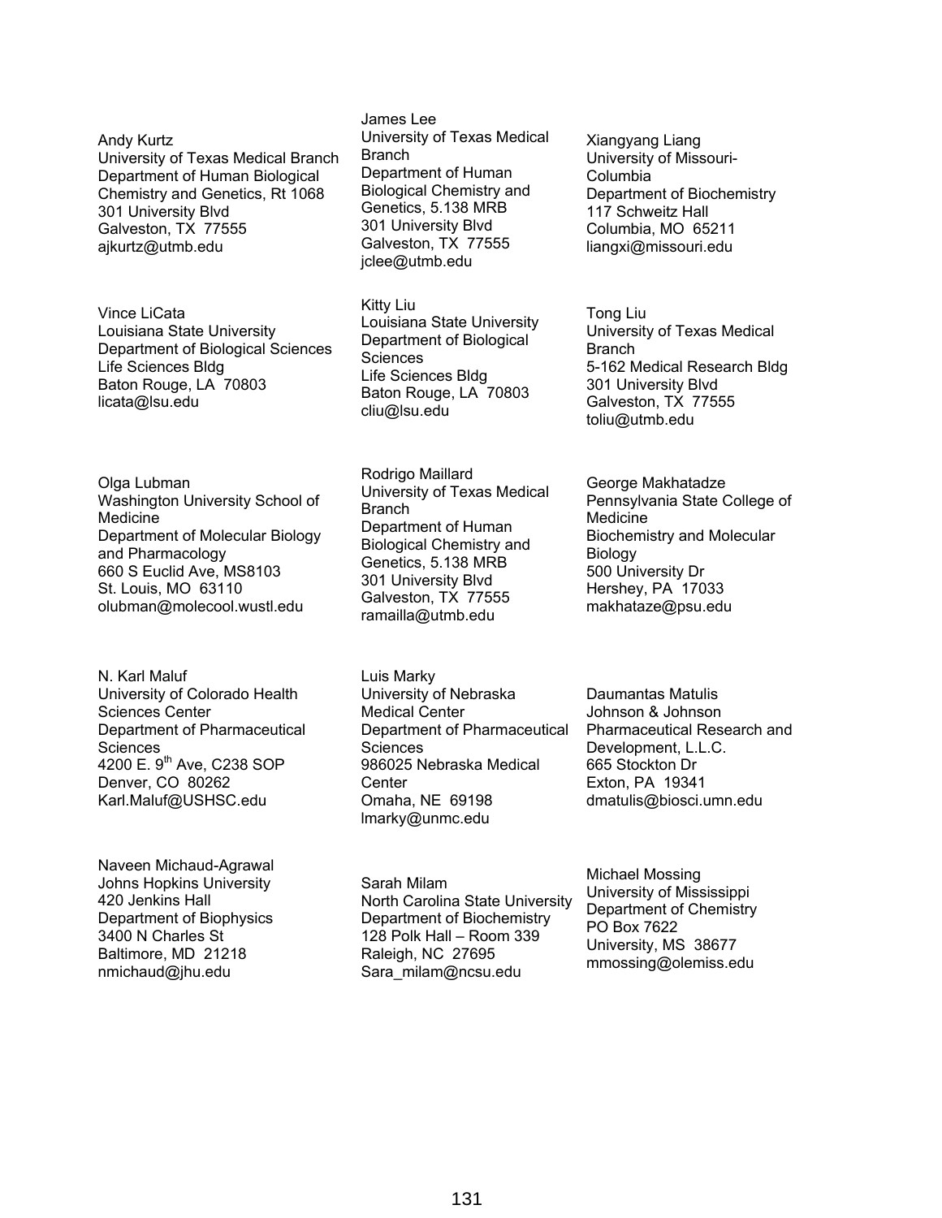Andy Kurtz
University of Texas Medical Branch
Department of Human Biological Chemistry and Genetics, Rt 1068
301 University Blvd
Galveston, TX 77555
ajkurtz@utmb.edu

James Lee
University of Texas Medical Branch
Department of Human Biological Chemistry and Genetics, 5.138 MRB
301 University Blvd
Galveston, TX 77555
jclee@utmb.edu

Xiangyang Liang
University of Missouri-Columbia
Department of Biochemistry
117 Schweitz Hall
Columbia, MO 65211
liangxi@missouri.edu

Vince LiCata
Louisiana State University
Department of Biological Sciences
Life Sciences Bldg
Baton Rouge, LA 70803
licata@lsu.edu

Kitty Liu
Louisiana State University
Department of Biological Sciences
Life Sciences Bldg
Baton Rouge, LA 70803
cliu@lsu.edu

Tong Liu
University of Texas Medical Branch
5-162 Medical Research Bldg
301 University Blvd
Galveston, TX 77555
toliu@utmb.edu

Olga Lubman
Washington University School of Medicine
Department of Molecular Biology and Pharmacology
660 S Euclid Ave, MS8103
St. Louis, MO 63110
olubman@molecool.wustl.edu

Rodrigo Maillard
University of Texas Medical Branch
Department of Human Biological Chemistry and Genetics, 5.138 MRB
301 University Blvd
Galveston, TX 77555
ramailla@utmb.edu

George Makhatadze
Pennsylvania State College of Medicine
Biochemistry and Molecular Biology
500 University Dr
Hershey, PA 17033
makhataze@psu.edu

N. Karl Maluf
University of Colorado Health Sciences Center
Department of Pharmaceutical Sciences
4200 E. 9th Ave, C238 SOP
Denver, CO 80262
Karl.Maluf@USHSC.edu

Luis Marky
University of Nebraska Medical Center
Department of Pharmaceutical Sciences
986025 Nebraska Medical Center
Omaha, NE 69198
lmarky@unmc.edu

Daumantas Matulis
Johnson & Johnson Pharmaceutical Research and Development, L.L.C.
665 Stockton Dr
Exton, PA 19341
dmatulis@biosci.umn.edu

Naveen Michaud-Agrawal
Johns Hopkins University
420 Jenkins Hall
Department of Biophysics
3400 N Charles St
Baltimore, MD 21218
nmichaud@jhu.edu

Sarah Milam
North Carolina State University
Department of Biochemistry
128 Polk Hall – Room 339
Raleigh, NC 27695
Sara_milam@ncsu.edu

Michael Mossing
University of Mississippi
Department of Chemistry
PO Box 7622
University, MS 38677
mmossing@olemiss.edu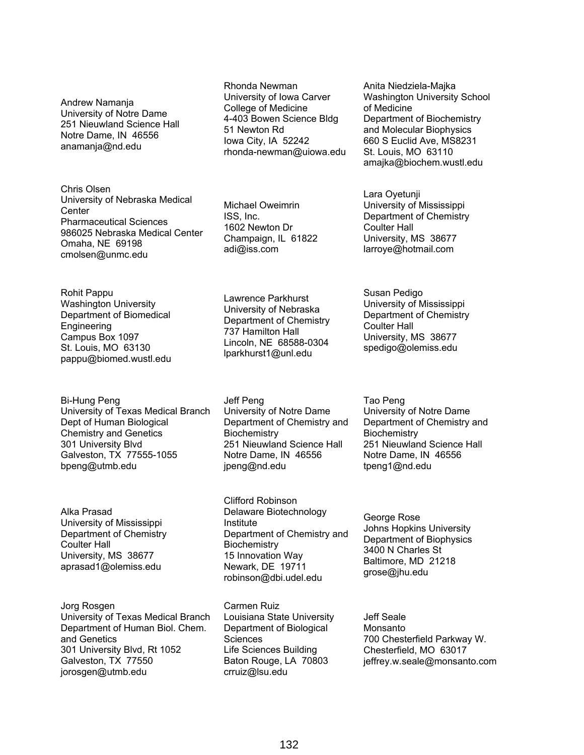Andrew Namanja
University of Notre Dame
251 Nieuwland Science Hall
Notre Dame, IN 46556
anamanja@nd.edu

Rhonda Newman
University of Iowa Carver College of Medicine
4-403 Bowen Science Bldg
51 Newton Rd
Iowa City, IA 52242
rhonda-newman@uiowa.edu

Anita Niedziela-Majka
Washington University School of Medicine
Department of Biochemistry and Molecular Biophysics
660 S Euclid Ave, MS8231
St. Louis, MO 63110
amajka@biochem.wustl.edu

Chris Olsen
University of Nebraska Medical Center
Pharmaceutical Sciences
986025 Nebraska Medical Center
Omaha, NE 69198
cmolsen@unmc.edu

Michael Oweimrin
ISS, Inc.
1602 Newton Dr
Champaign, IL 61822
adi@iss.com

Lara Oyetunji
University of Mississippi
Department of Chemistry
Coulter Hall
University, MS 38677
larroye@hotmail.com

Rohit Pappu
Washington University
Department of Biomedical Engineering
Campus Box 1097
St. Louis, MO 63130
pappu@biomed.wustl.edu

Lawrence Parkhurst
University of Nebraska
Department of Chemistry
737 Hamilton Hall
Lincoln, NE 68588-0304
lparkhurst1@unl.edu

Susan Pedigo
University of Mississippi
Department of Chemistry
Coulter Hall
University, MS 38677
spedigo@olemiss.edu

Bi-Hung Peng
University of Texas Medical Branch
Dept of Human Biological Chemistry and Genetics
301 University Blvd
Galveston, TX 77555-1055
bpeng@utmb.edu

Jeff Peng
University of Notre Dame
Department of Chemistry and Biochemistry
251 Nieuwland Science Hall
Notre Dame, IN 46556
jpeng@nd.edu

Tao Peng
University of Notre Dame
Department of Chemistry and Biochemistry
251 Nieuwland Science Hall
Notre Dame, IN 46556
tpeng1@nd.edu

Alka Prasad
University of Mississippi
Department of Chemistry
Coulter Hall
University, MS 38677
aprasad1@olemiss.edu

Clifford Robinson
Delaware Biotechnology Institute
Department of Chemistry and Biochemistry
15 Innovation Way
Newark, DE 19711
robinson@dbi.udel.edu

George Rose
Johns Hopkins University
Department of Biophysics
3400 N Charles St
Baltimore, MD 21218
grose@jhu.edu

Jorg Rosgen
University of Texas Medical Branch
Department of Human Biol. Chem. and Genetics
301 University Blvd, Rt 1052
Galveston, TX 77550
jorosgen@utmb.edu

Carmen Ruiz
Louisiana State University
Department of Biological Sciences
Life Sciences Building
Baton Rouge, LA 70803
crruiz@lsu.edu

Jeff Seale
Monsanto
700 Chesterfield Parkway W.
Chesterfield, MO 63017
jeffrey.w.seale@monsanto.com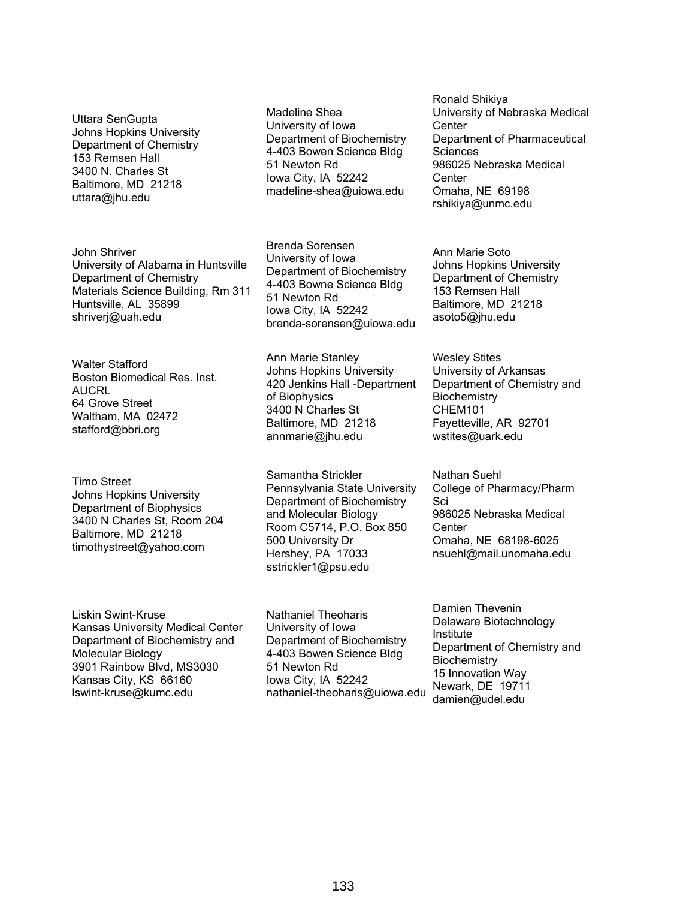Uttara SenGupta
Johns Hopkins University
Department of Chemistry
153 Remsen Hall
3400 N. Charles St
Baltimore, MD 21218
uttara@jhu.edu

Madeline Shea
University of Iowa
Department of Biochemistry
4-403 Bowen Science Bldg
51 Newton Rd
Iowa City, IA 52242
madeline-shea@uiowa.edu

Ronald Shikiya
University of Nebraska Medical Center
Department of Pharmaceutical Sciences
986025 Nebraska Medical Center
Omaha, NE 69198
rshikiya@unmc.edu

John Shriver
University of Alabama in Huntsville
Department of Chemistry
Materials Science Building, Rm 311
Huntsville, AL 35899
shriverj@uah.edu

Brenda Sorensen
University of Iowa
Department of Biochemistry
4-403 Bowne Science Bldg
51 Newton Rd
Iowa City, IA 52242
brenda-sorensen@uiowa.edu

Ann Marie Soto
Johns Hopkins University
Department of Chemistry
153 Remsen Hall
Baltimore, MD 21218
asoto5@jhu.edu

Walter Stafford
Boston Biomedical Res. Inst.
AUCRL
64 Grove Street
Waltham, MA 02472
stafford@bbri.org

Ann Marie Stanley
Johns Hopkins University
420 Jenkins Hall -Department of Biophysics
3400 N Charles St
Baltimore, MD 21218
annmarie@jhu.edu

Wesley Stites
University of Arkansas
Department of Chemistry and Biochemistry
CHEM101
Fayetteville, AR 92701
wstites@uark.edu

Timo Street
Johns Hopkins University
Department of Biophysics
3400 N Charles St, Room 204
Baltimore, MD 21218
timothystreet@yahoo.com

Samantha Strickler
Pennsylvania State University
Department of Biochemistry and Molecular Biology
Room C5714, P.O. Box 850
500 University Dr
Hershey, PA 17033
sstrickler1@psu.edu

Nathan Suehl
College of Pharmacy/Pharm Sci
986025 Nebraska Medical Center
Omaha, NE 68198-6025
nsuehl@mail.unomaha.edu

Liskin Swint-Kruse
Kansas University Medical Center
Department of Biochemistry and Molecular Biology
3901 Rainbow Blvd, MS3030
Kansas City, KS 66160
lswint-kruse@kumc.edu

Nathaniel Theoharis
University of Iowa
Department of Biochemistry
4-403 Bowen Science Bldg
51 Newton Rd
Iowa City, IA 52242
nathaniel-theoharis@uiowa.edu

Damien Thevenin
Delaware Biotechnology Institute
Department of Chemistry and Biochemistry
15 Innovation Way
Newark, DE 19711
damien@udel.edu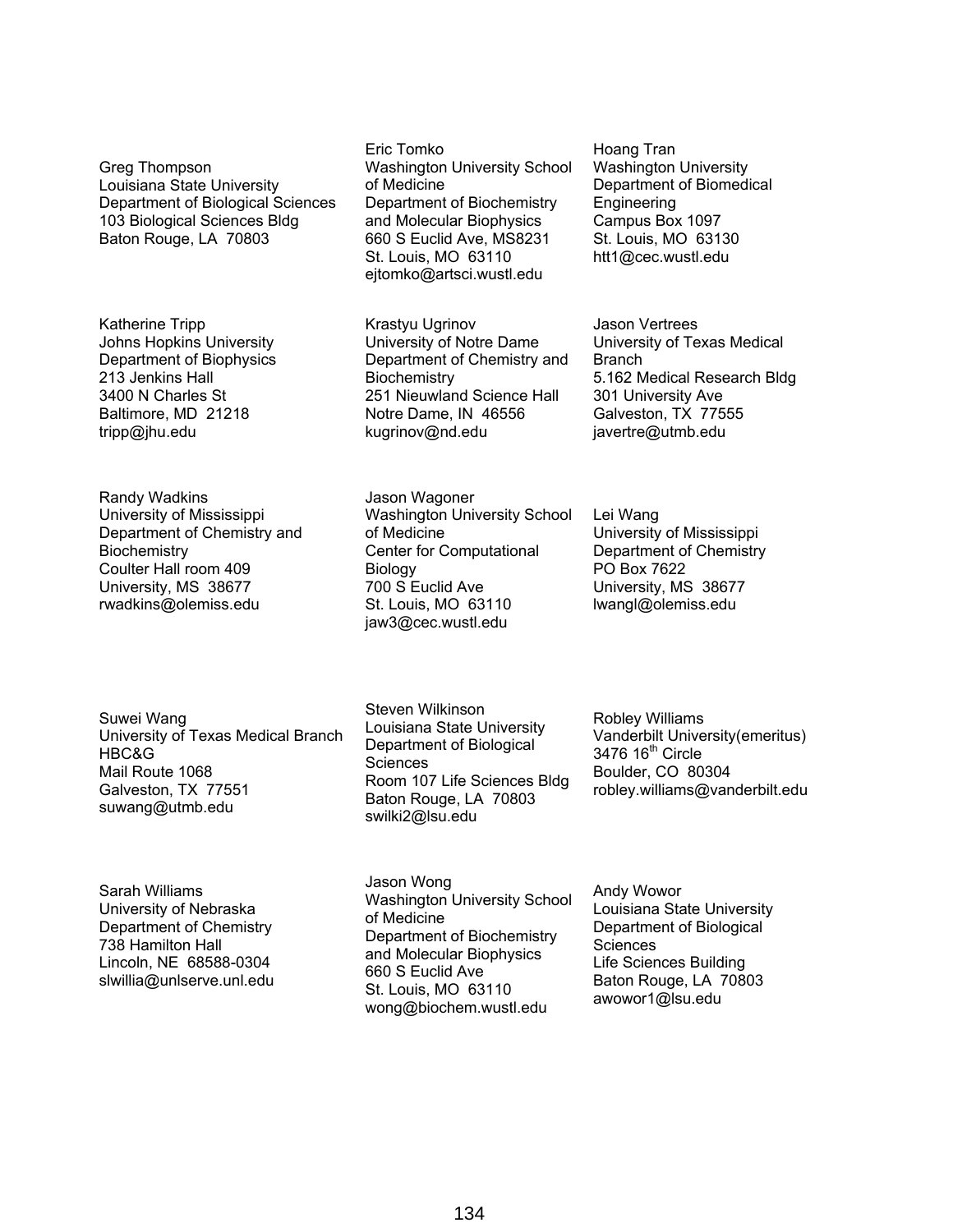Greg Thompson
Louisiana State University
Department of Biological Sciences
103 Biological Sciences Bldg
Baton Rouge, LA 70803

Eric Tomko
Washington University School of Medicine
Department of Biochemistry and Molecular Biophysics
660 S Euclid Ave, MS8231
St. Louis, MO 63110
ejtomko@artsci.wustl.edu

Hoang Tran
Washington University
Department of Biomedical Engineering
Campus Box 1097
St. Louis, MO 63130
htt1@cec.wustl.edu

Katherine Tripp
Johns Hopkins University
Department of Biophysics
213 Jenkins Hall
3400 N Charles St
Baltimore, MD 21218
tripp@jhu.edu

Krastyu Ugrinov
University of Notre Dame
Department of Chemistry and Biochemistry
251 Nieuwland Science Hall
Notre Dame, IN 46556
kugrinov@nd.edu

Jason Vertrees
University of Texas Medical Branch
5.162 Medical Research Bldg
301 University Ave
Galveston, TX 77555
javertre@utmb.edu

Randy Wadkins
University of Mississippi
Department of Chemistry and Biochemistry
Coulter Hall room 409
University, MS 38677
rwadkins@olemiss.edu

Jason Wagoner
Washington University School of Medicine
Center for Computational Biology
700 S Euclid Ave
St. Louis, MO 63110
jaw3@cec.wustl.edu

Lei Wang
University of Mississippi
Department of Chemistry
PO Box 7622
University, MS 38677
lwangl@olemiss.edu

Suwei Wang
University of Texas Medical Branch
HBC&G
Mail Route 1068
Galveston, TX 77551
suwang@utmb.edu

Steven Wilkinson
Louisiana State University
Department of Biological Sciences
Room 107 Life Sciences Bldg
Baton Rouge, LA 70803
swilki2@lsu.edu

Robley Williams
Vanderbilt University(emeritus)
3476 16th Circle
Boulder, CO 80304
robley.williams@vanderbilt.edu

Sarah Williams
University of Nebraska
Department of Chemistry
738 Hamilton Hall
Lincoln, NE 68588-0304
slwillia@unlserve.unl.edu

Jason Wong
Washington University School of Medicine
Department of Biochemistry and Molecular Biophysics
660 S Euclid Ave
St. Louis, MO 63110
wong@biochem.wustl.edu

Andy Wowor
Louisiana State University
Department of Biological Sciences
Life Sciences Building
Baton Rouge, LA 70803
awowor1@lsu.edu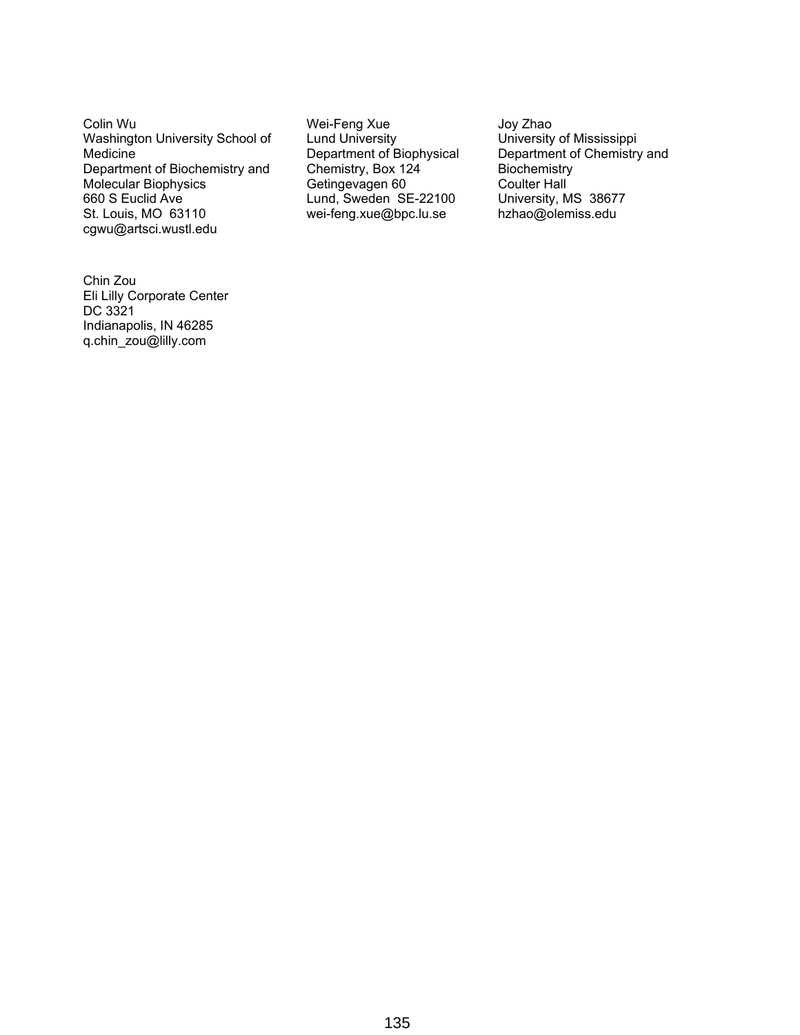Colin Wu
Washington University School of Medicine
Department of Biochemistry and Molecular Biophysics
660 S Euclid Ave
St. Louis, MO 63110
cgwu@artsci.wustl.edu

Wei-Feng Xue
Lund University
Department of Biophysical Chemistry, Box 124
Getingevagen 60
Lund, Sweden SE-22100
wei-feng.xue@bpc.lu.se

Joy Zhao
University of Mississippi
Department of Chemistry and Biochemistry
Coulter Hall
University, MS 38677
hzhao@olemiss.edu

Chin Zou
Eli Lilly Corporate Center
DC 3321
Indianapolis, IN 46285
q.chin_zou@lilly.com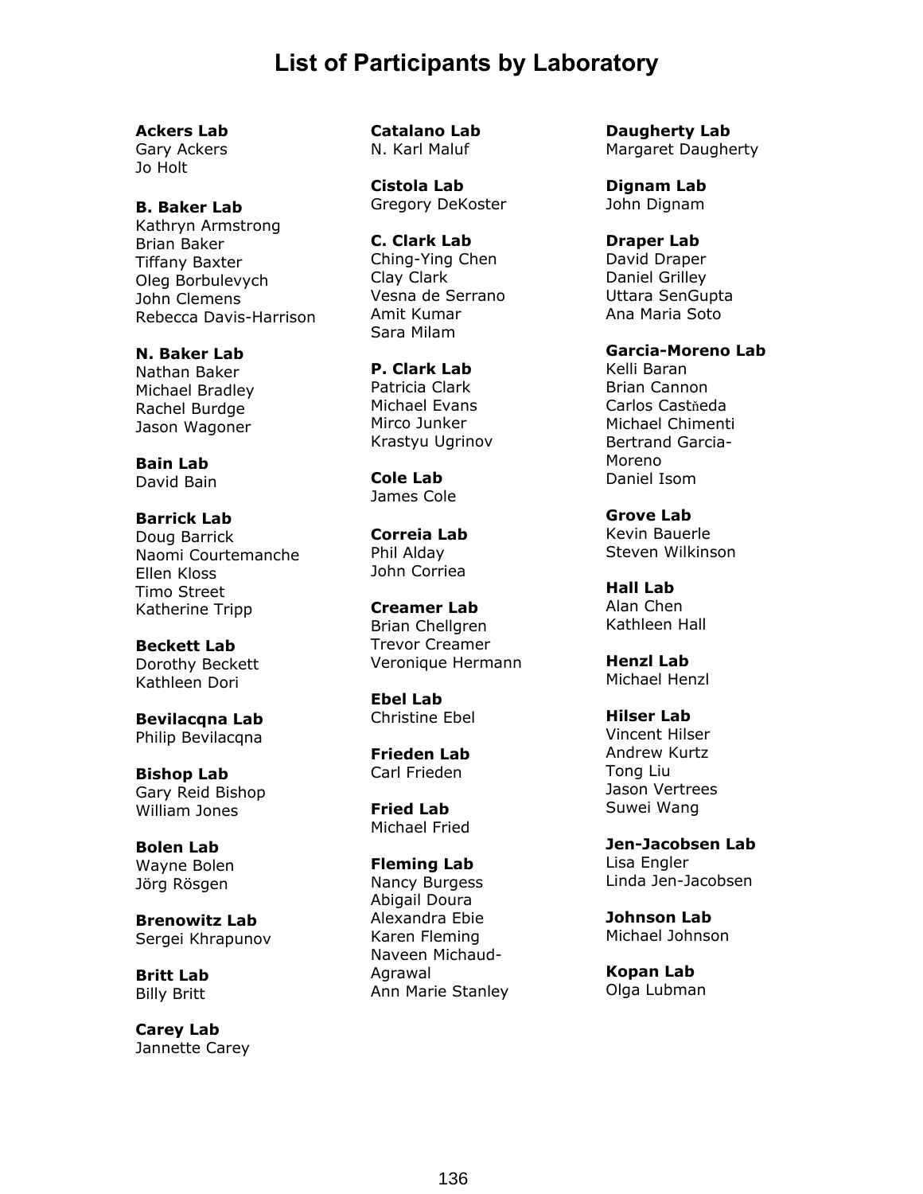# List of Participants by Laboratory

**Ackers Lab**
Gary Ackers
Jo Holt

**B. Baker Lab**
Kathryn Armstrong
Brian Baker
Tiffany Baxter
Oleg Borbulevych
John Clemens
Rebecca Davis-Harrison

**N. Baker Lab**
Nathan Baker
Michael Bradley
Rachel Burdge
Jason Wagoner

**Bain Lab**
David Bain

**Barrick Lab**
Doug Barrick
Naomi Courtemanche
Ellen Kloss
Timo Street
Katherine Tripp

**Beckett Lab**
Dorothy Beckett
Kathleen Dori

**Bevilacqna Lab**
Philip Bevilacqna

**Bishop Lab**
Gary Reid Bishop
William Jones

**Bolen Lab**
Wayne Bolen
Jörg Rösgen

**Brenowitz Lab**
Sergei Khrapunov

**Britt Lab**
Billy Britt

**Carey Lab**
Jannette Carey

**Catalano Lab**
N. Karl Maluf

**Cistola Lab**
Gregory DeKoster

**C. Clark Lab**
Ching-Ying Chen
Clay Clark
Vesna de Serrano
Amit Kumar
Sara Milam

**P. Clark Lab**
Patricia Clark
Michael Evans
Mirco Junker
Krastyu Ugrinov

**Cole Lab**
James Cole

**Correia Lab**
Phil Alday
John Corriea

**Creamer Lab**
Brian Chellgren
Trevor Creamer
Veronique Hermann

**Ebel Lab**
Christine Ebel

**Frieden Lab**
Carl Frieden

**Fried Lab**
Michael Fried

**Fleming Lab**
Nancy Burgess
Abigail Doura
Alexandra Ebie
Karen Fleming
Naveen Michaud-Agrawal
Ann Marie Stanley

**Daugherty Lab**
Margaret Daugherty

**Dignam Lab**
John Dignam

**Draper Lab**
David Draper
Daniel Grilley
Uttara SenGupta
Ana Maria Soto

**Garcia-Moreno Lab**
Kelli Baran
Brian Cannon
Carlos Castňeda
Michael Chimenti
Bertrand Garcia-Moreno
Daniel Isom

**Grove Lab**
Kevin Bauerle
Steven Wilkinson

**Hall Lab**
Alan Chen
Kathleen Hall

**Henzl Lab**
Michael Henzl

**Hilser Lab**
Vincent Hilser
Andrew Kurtz
Tong Liu
Jason Vertrees
Suwei Wang

**Jen-Jacobsen Lab**
Lisa Engler
Linda Jen-Jacobsen

**Johnson Lab**
Michael Johnson

**Kopan Lab**
Olga Lubman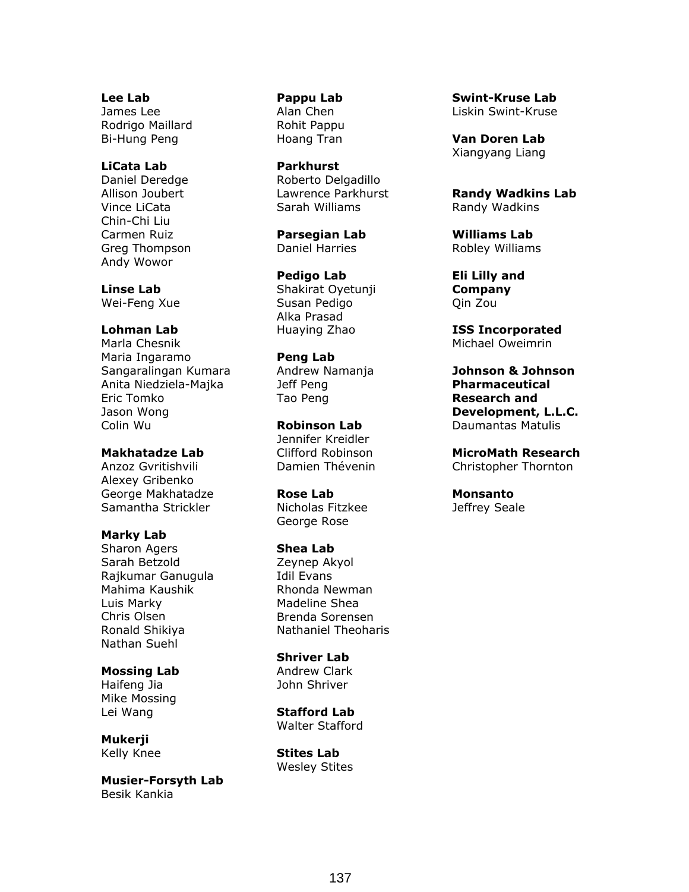**Lee Lab**
James Lee
Rodrigo Maillard
Bi-Hung Peng

**LiCata Lab**
Daniel Deredge
Allison Joubert
Vince LiCata
Chin-Chi Liu
Carmen Ruiz
Greg Thompson
Andy Wowor

**Linse Lab**
Wei-Feng Xue

**Lohman Lab**
Marla Chesnik
Maria Ingaramo
Sangaralingan Kumara
Anita Niedziela-Majka
Eric Tomko
Jason Wong
Colin Wu

**Makhatadze Lab**
Anzoz Gvritishvili
Alexey Gribenko
George Makhatadze
Samantha Strickler

**Marky Lab**
Sharon Agers
Sarah Betzold
Rajkumar Ganugula
Mahima Kaushik
Luis Marky
Chris Olsen
Ronald Shikiya
Nathan Suehl

**Mossing Lab**
Haifeng Jia
Mike Mossing
Lei Wang

**Mukerji**
Kelly Knee

**Musier-Forsyth Lab**
Besik Kankia

**Pappu Lab**
Alan Chen
Rohit Pappu
Hoang Tran

**Parkhurst**
Roberto Delgadillo
Lawrence Parkhurst
Sarah Williams

**Parsegian Lab**
Daniel Harries

**Pedigo Lab**
Shakirat Oyetunji
Susan Pedigo
Alka Prasad
Huaying Zhao

**Peng Lab**
Andrew Namanja
Jeff Peng
Tao Peng

**Robinson Lab**
Jennifer Kreidler
Clifford Robinson
Damien Thévenin

**Rose Lab**
Nicholas Fitzkee
George Rose

**Shea Lab**
Zeynep Akyol
Idil Evans
Rhonda Newman
Madeline Shea
Brenda Sorensen
Nathaniel Theoharis

**Shriver Lab**
Andrew Clark
John Shriver

**Stafford Lab**
Walter Stafford

**Stites Lab**
Wesley Stites

**Swint-Kruse Lab**
Liskin Swint-Kruse

**Van Doren Lab**
Xiangyang Liang

**Randy Wadkins Lab**
Randy Wadkins

**Williams Lab**
Robley Williams

**Eli Lilly and Company**
Qin Zou

**ISS Incorporated**
Michael Oweimrin

**Johnson & Johnson Pharmaceutical Research and Development, L.L.C.**
Daumantas Matulis

**MicroMath Research**
Christopher Thornton

**Monsanto**
Jeffrey Seale